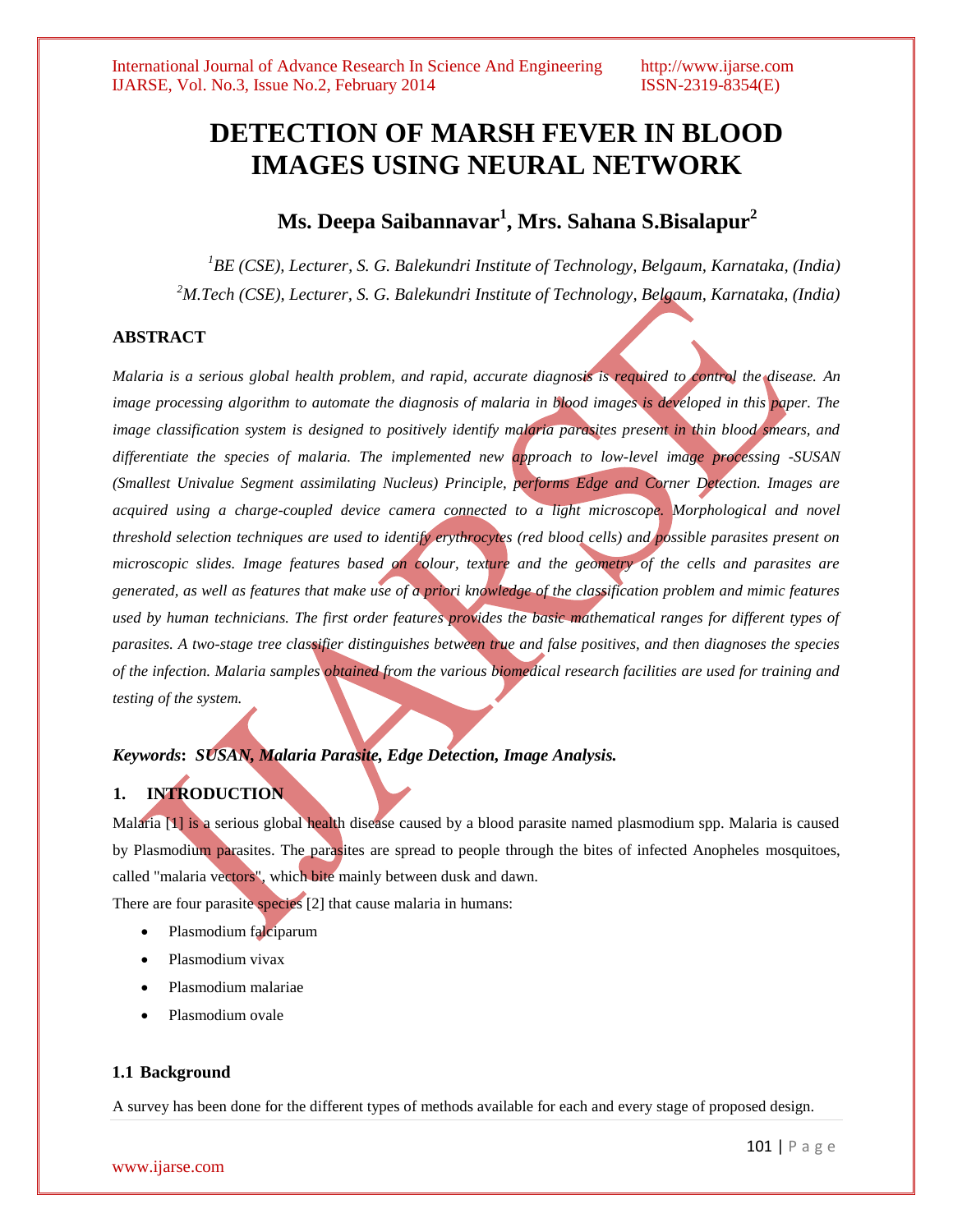# DETECTION OF MARSH FEVER IN BLOOD IMAGES USING NEURAL NETWORK

## Ms. Deepa Saibannavar[1], Mrs. Sahana S.Bisalapur[2]

*[1]BE (CSE), Lecturer, S. G. Balekundri Institute of Technology, Belgaum, Karnataka, (India)*
*[2]M.Tech (CSE), Lecturer, S. G. Balekundri Institute of Technology, Belgaum, Karnataka, (India)*

### ABSTRACT

*Malaria is a serious global health problem, and rapid, accurate diagnosis is required to control the disease. An image processing algorithm to automate the diagnosis of malaria in blood images is developed in this paper. The image classification system is designed to positively identify malaria parasites present in thin blood smears, and differentiate the species of malaria. The implemented new approach to low-level image processing -SUSAN (Smallest Univalue Segment assimilating Nucleus) Principle, performs Edge and Corner Detection. Images are acquired using a charge-coupled device camera connected to a light microscope. Morphological and novel threshold selection techniques are used to identify erythrocytes (red blood cells) and possible parasites present on microscopic slides. Image features based on colour, texture and the geometry of the cells and parasites are generated, as well as features that make use of a priori knowledge of the classification problem and mimic features used by human technicians. The first order features provides the basic mathematical ranges for different types of parasites. A two-stage tree classifier distinguishes between true and false positives, and then diagnoses the species of the infection. Malaria samples obtained from the various biomedical research facilities are used for training and testing of the system.*

***Keywords*: SUSAN, Malaria Parasite, Edge Detection, Image Analysis.**

### 1. INTRODUCTION

Malaria [1] is a serious global health disease caused by a blood parasite named plasmodium spp. Malaria is caused by Plasmodium parasites. The parasites are spread to people through the bites of infected Anopheles mosquitoes, called "malaria vectors", which bite mainly between dusk and dawn.

There are four parasite species [2] that cause malaria in humans:

- Plasmodium falciparum
- Plasmodium vivax
- Plasmodium malariae
- Plasmodium ovale

### 1.1 Background

A survey has been done for the different types of methods available for each and every stage of proposed design.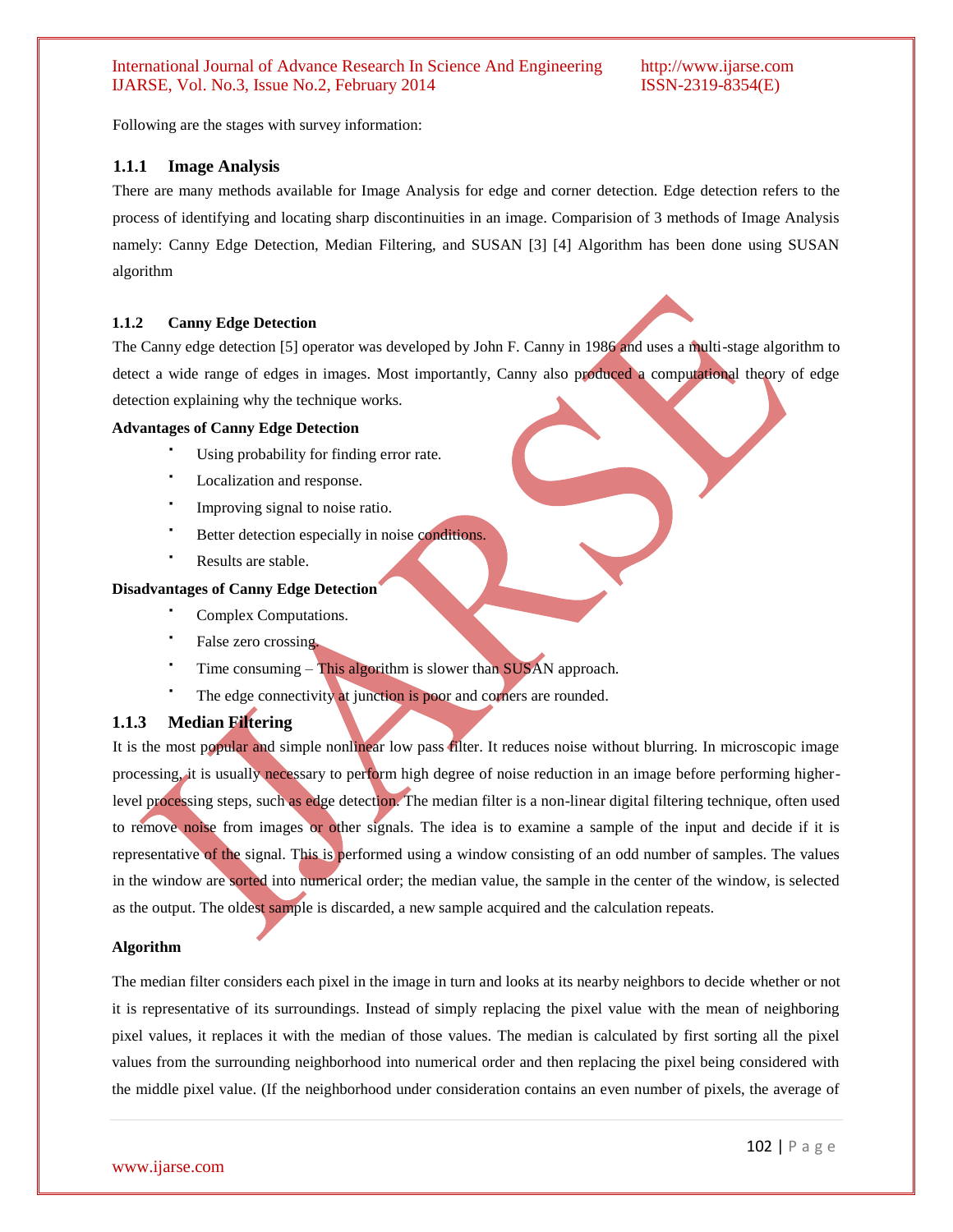Following are the stages with survey information:

### 1.1.1 Image Analysis

There are many methods available for Image Analysis for edge and corner detection. Edge detection refers to the process of identifying and locating sharp discontinuities in an image. Comparision of 3 methods of Image Analysis namely: Canny Edge Detection, Median Filtering, and SUSAN [3] [4] Algorithm has been done using SUSAN algorithm

#### 1.1.2 Canny Edge Detection

The Canny edge detection [5] operator was developed by John F. Canny in 1986 and uses a multi-stage algorithm to detect a wide range of edges in images. Most importantly, Canny also produced a computational theory of edge detection explaining why the technique works.

**Advantages of Canny Edge Detection**

- Using probability for finding error rate.
- Localization and response.
- Improving signal to noise ratio.
- Better detection especially in noise conditions.
- Results are stable.

**Disadvantages of Canny Edge Detection**

- Complex Computations.
- False zero crossing.
- Time consuming – This algorithm is slower than SUSAN approach.
- The edge connectivity at junction is poor and corners are rounded.

### 1.1.3 Median Filtering

It is the most popular and simple nonlinear low pass filter. It reduces noise without blurring. In microscopic image processing, it is usually necessary to perform high degree of noise reduction in an image before performing higher-level processing steps, such as edge detection. The median filter is a non-linear digital filtering technique, often used to remove noise from images or other signals. The idea is to examine a sample of the input and decide if it is representative of the signal. This is performed using a window consisting of an odd number of samples. The values in the window are sorted into numerical order; the median value, the sample in the center of the window, is selected as the output. The oldest sample is discarded, a new sample acquired and the calculation repeats.

**Algorithm**

The median filter considers each pixel in the image in turn and looks at its nearby neighbors to decide whether or not it is representative of its surroundings. Instead of simply replacing the pixel value with the mean of neighboring pixel values, it replaces it with the median of those values. The median is calculated by first sorting all the pixel values from the surrounding neighborhood into numerical order and then replacing the pixel being considered with the middle pixel value. (If the neighborhood under consideration contains an even number of pixels, the average of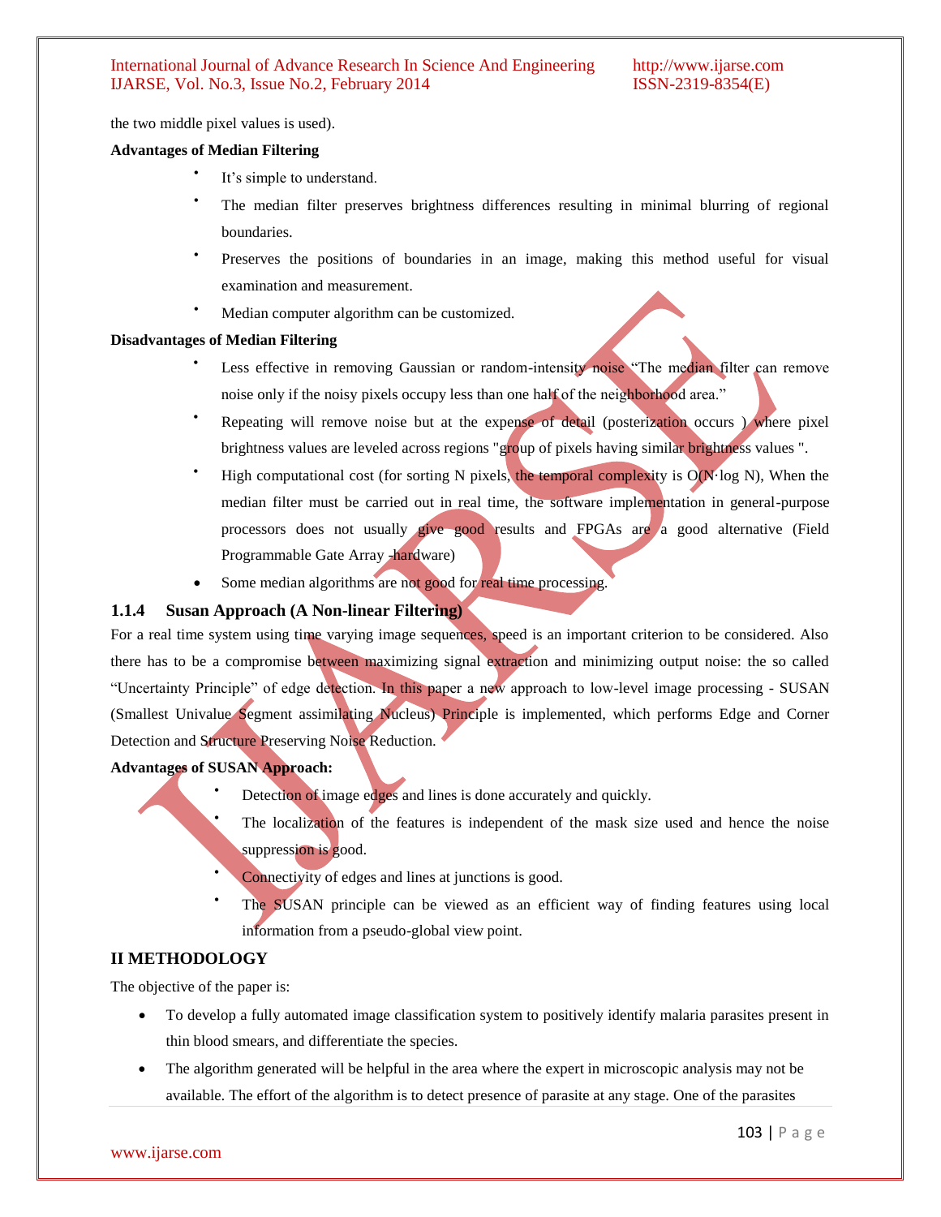the two middle pixel values is used).

**Advantages of Median Filtering**

- It's simple to understand.
- The median filter preserves brightness differences resulting in minimal blurring of regional boundaries.
- Preserves the positions of boundaries in an image, making this method useful for visual examination and measurement.
- Median computer algorithm can be customized.

**Disadvantages of Median Filtering**

- Less effective in removing Gaussian or random-intensity noise "The median filter can remove noise only if the noisy pixels occupy less than one half of the neighborhood area."
- Repeating will remove noise but at the expense of detail (posterization occurs ) where pixel brightness values are leveled across regions "group of pixels having similar brightness values ".
- High computational cost (for sorting N pixels, the temporal complexity is O(N·log N), When the median filter must be carried out in real time, the software implementation in general-purpose processors does not usually give good results and FPGAs are a good alternative (Field Programmable Gate Array -hardware)
- Some median algorithms are not good for real time processing.

### 1.1.4 Susan Approach (A Non-linear Filtering)

For a real time system using time varying image sequences, speed is an important criterion to be considered. Also there has to be a compromise between maximizing signal extraction and minimizing output noise: the so called "Uncertainty Principle" of edge detection. In this paper a new approach to low-level image processing - SUSAN (Smallest Univalue Segment assimilating Nucleus) Principle is implemented, which performs Edge and Corner Detection and Structure Preserving Noise Reduction.

**Advantages of SUSAN Approach:**

- Detection of image edges and lines is done accurately and quickly.
- The localization of the features is independent of the mask size used and hence the noise suppression is good.
- Connectivity of edges and lines at junctions is good.
- The SUSAN principle can be viewed as an efficient way of finding features using local information from a pseudo-global view point.

## II METHODOLOGY

The objective of the paper is:

- To develop a fully automated image classification system to positively identify malaria parasites present in thin blood smears, and differentiate the species.
- The algorithm generated will be helpful in the area where the expert in microscopic analysis may not be available. The effort of the algorithm is to detect presence of parasite at any stage. One of the parasites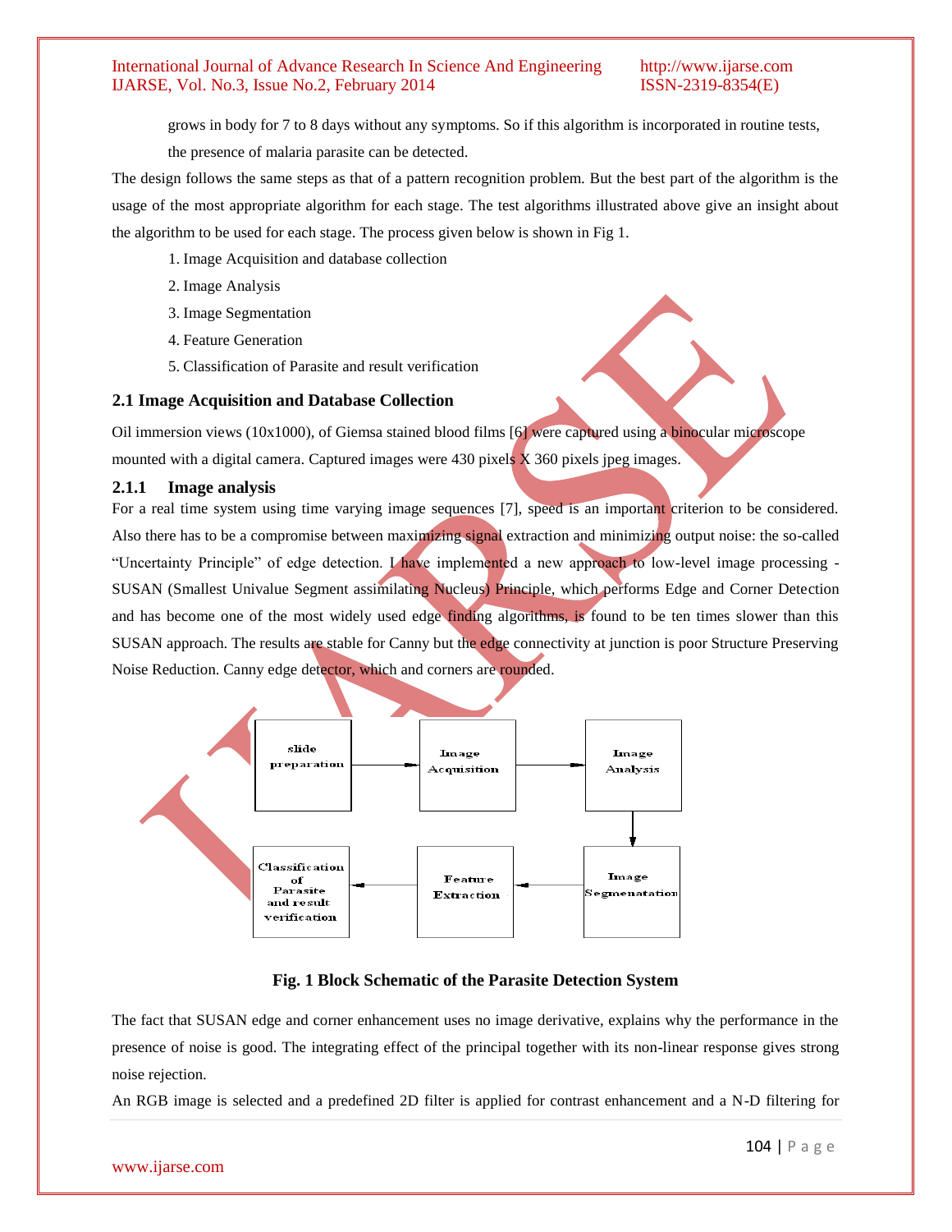grows in body for 7 to 8 days without any symptoms. So if this algorithm is incorporated in routine tests, the presence of malaria parasite can be detected.

The design follows the same steps as that of a pattern recognition problem. But the best part of the algorithm is the usage of the most appropriate algorithm for each stage. The test algorithms illustrated above give an insight about the algorithm to be used for each stage. The process given below is shown in Fig 1.

1. Image Acquisition and database collection
2. Image Analysis
3. Image Segmentation
4. Feature Generation
5. Classification of Parasite and result verification

### 2.1 Image Acquisition and Database Collection

Oil immersion views (10x1000), of Giemsa stained blood films [6] were captured using a binocular microscope mounted with a digital camera. Captured images were 430 pixels X 360 pixels jpeg images.

#### 2.1.1 Image analysis

For a real time system using time varying image sequences [7], speed is an important criterion to be considered. Also there has to be a compromise between maximizing signal extraction and minimizing output noise: the so-called "Uncertainty Principle" of edge detection. I have implemented a new approach to low-level image processing - SUSAN (Smallest Univalue Segment assimilating Nucleus) Principle, which performs Edge and Corner Detection and has become one of the most widely used edge finding algorithms, is found to be ten times slower than this SUSAN approach. The results are stable for Canny but the edge connectivity at junction is poor Structure Preserving Noise Reduction. Canny edge detector, which and corners are rounded.

slide preparation → Image Acquisition → Image Analysis → Image Segmenatation → Feature Extraction → Classification of Parasite and result verification

**Fig. 1 Block Schematic of the Parasite Detection System**

The fact that SUSAN edge and corner enhancement uses no image derivative, explains why the performance in the presence of noise is good. The integrating effect of the principal together with its non-linear response gives strong noise rejection.

An RGB image is selected and a predefined 2D filter is applied for contrast enhancement and a N-D filtering for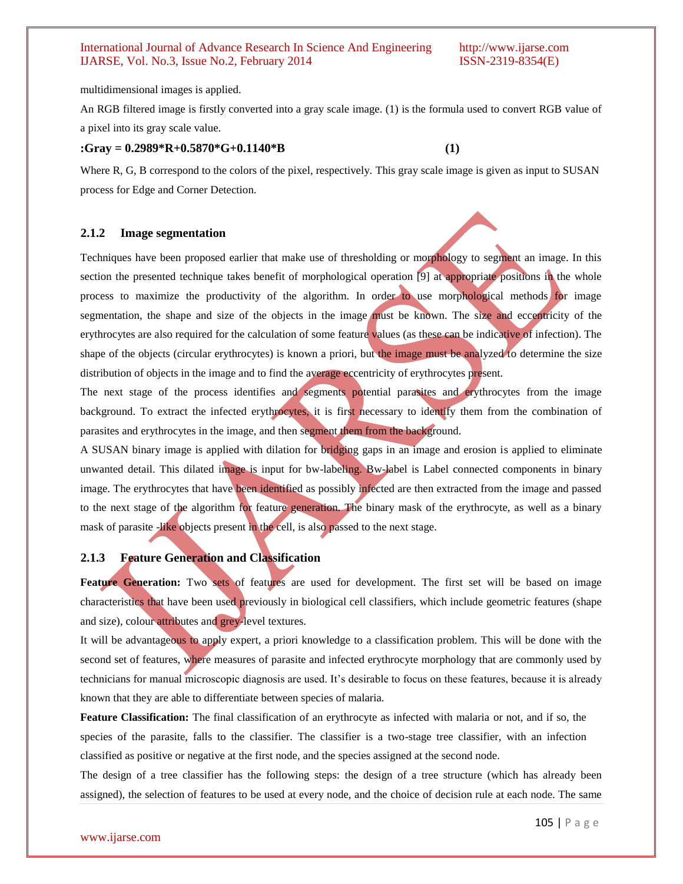multidimensional images is applied.

An RGB filtered image is firstly converted into a gray scale image. (1) is the formula used to convert RGB value of a pixel into its gray scale value.

**:Gray = 0.2989*R+0.5870*G+0.1140*B (1)**

$$Gray = 0.2989 \cdot R + 0.5870 \cdot G + 0.1140 \cdot B \quad (1)$$

Where R, G, B correspond to the colors of the pixel, respectively. This gray scale image is given as input to SUSAN process for Edge and Corner Detection.

### 2.1.2 Image segmentation

Techniques have been proposed earlier that make use of thresholding or morphology to segment an image. In this section the presented technique takes benefit of morphological operation [9] at appropriate positions in the whole process to maximize the productivity of the algorithm. In order to use morphological methods for image segmentation, the shape and size of the objects in the image must be known. The size and eccentricity of the erythrocytes are also required for the calculation of some feature values (as these can be indicative of infection). The shape of the objects (circular erythrocytes) is known a priori, but the image must be analyzed to determine the size distribution of objects in the image and to find the average eccentricity of erythrocytes present.

The next stage of the process identifies and segments potential parasites and erythrocytes from the image background. To extract the infected erythrocytes, it is first necessary to identify them from the combination of parasites and erythrocytes in the image, and then segment them from the background.

A SUSAN binary image is applied with dilation for bridging gaps in an image and erosion is applied to eliminate unwanted detail. This dilated image is input for bw-labeling. Bw-label is Label connected components in binary image. The erythrocytes that have been identified as possibly infected are then extracted from the image and passed to the next stage of the algorithm for feature generation. The binary mask of the erythrocyte, as well as a binary mask of parasite -like objects present in the cell, is also passed to the next stage.

### 2.1.3 Feature Generation and Classification

**Feature Generation:** Two sets of features are used for development. The first set will be based on image characteristics that have been used previously in biological cell classifiers, which include geometric features (shape and size), colour attributes and grey-level textures.

It will be advantageous to apply expert, a priori knowledge to a classification problem. This will be done with the second set of features, where measures of parasite and infected erythrocyte morphology that are commonly used by technicians for manual microscopic diagnosis are used. It's desirable to focus on these features, because it is already known that they are able to differentiate between species of malaria.

**Feature Classification:** The final classification of an erythrocyte as infected with malaria or not, and if so, the species of the parasite, falls to the classifier. The classifier is a two-stage tree classifier, with an infection classified as positive or negative at the first node, and the species assigned at the second node.

The design of a tree classifier has the following steps: the design of a tree structure (which has already been assigned), the selection of features to be used at every node, and the choice of decision rule at each node. The same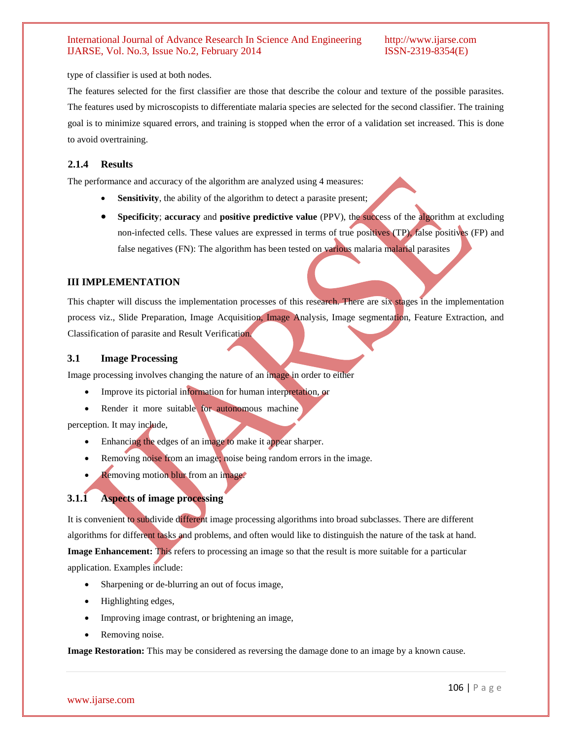type of classifier is used at both nodes.

The features selected for the first classifier are those that describe the colour and texture of the possible parasites. The features used by microscopists to differentiate malaria species are selected for the second classifier. The training goal is to minimize squared errors, and training is stopped when the error of a validation set increased. This is done to avoid overtraining.

### 2.1.4 Results

The performance and accuracy of the algorithm are analyzed using 4 measures:

- **Sensitivity**, the ability of the algorithm to detect a parasite present;
- **Specificity**; **accuracy** and **positive predictive value** (PPV), the success of the algorithm at excluding non-infected cells. These values are expressed in terms of true positives (TP), false positives (FP) and false negatives (FN): The algorithm has been tested on various malaria malarial parasites

## III IMPLEMENTATION

This chapter will discuss the implementation processes of this research. There are six stages in the implementation process viz., Slide Preparation, Image Acquisition, Image Analysis, Image segmentation, Feature Extraction, and Classification of parasite and Result Verification.

### 3.1 Image Processing

Image processing involves changing the nature of an image in order to either

- Improve its pictorial information for human interpretation, or
- Render it more suitable for autonomous machine

perception. It may include,

- Enhancing the edges of an image to make it appear sharper.
- Removing noise from an image; noise being random errors in the image.
- Removing motion blur from an image.

### 3.1.1 Aspects of image processing

It is convenient to subdivide different image processing algorithms into broad subclasses. There are different algorithms for different tasks and problems, and often would like to distinguish the nature of the task at hand.

**Image Enhancement:** This refers to processing an image so that the result is more suitable for a particular application. Examples include:

- Sharpening or de-blurring an out of focus image,
- Highlighting edges,
- Improving image contrast, or brightening an image,
- Removing noise.

**Image Restoration:** This may be considered as reversing the damage done to an image by a known cause.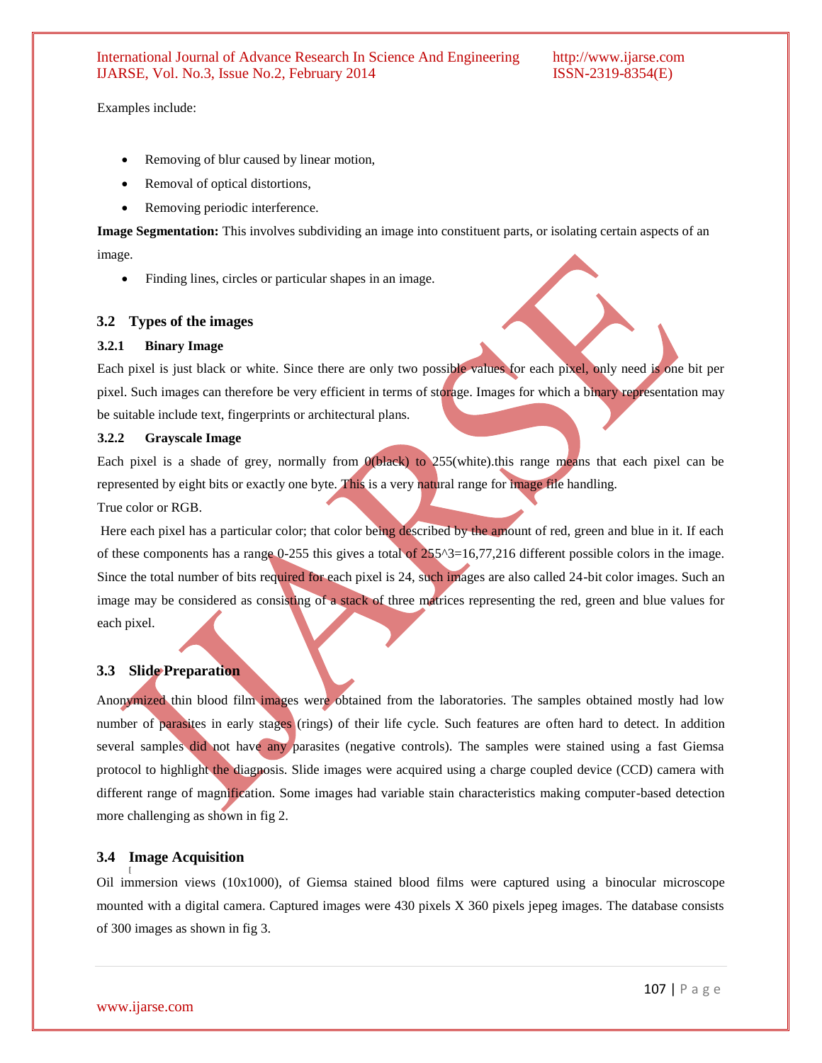Examples include:

- Removing of blur caused by linear motion,
- Removal of optical distortions,
- Removing periodic interference.

**Image Segmentation:** This involves subdividing an image into constituent parts, or isolating certain aspects of an image.

- Finding lines, circles or particular shapes in an image.

## 3.2 Types of the images

### 3.2.1 Binary Image

Each pixel is just black or white. Since there are only two possible values for each pixel, only need is one bit per pixel. Such images can therefore be very efficient in terms of storage. Images for which a binary representation may be suitable include text, fingerprints or architectural plans.

### 3.2.2 Grayscale Image

Each pixel is a shade of grey, normally from 0(black) to 255(white).this range means that each pixel can be represented by eight bits or exactly one byte. This is a very natural range for image file handling.

True color or RGB.

Here each pixel has a particular color; that color being described by the amount of red, green and blue in it. If each of these components has a range 0-255 this gives a total of 255^3=16,77,216 different possible colors in the image. Since the total number of bits required for each pixel is 24, such images are also called 24-bit color images. Such an image may be considered as consisting of a stack of three matrices representing the red, green and blue values for each pixel.

## 3.3 Slide Preparation

Anonymized thin blood film images were obtained from the laboratories. The samples obtained mostly had low number of parasites in early stages (rings) of their life cycle. Such features are often hard to detect. In addition several samples did not have any parasites (negative controls). The samples were stained using a fast Giemsa protocol to highlight the diagnosis. Slide images were acquired using a charge coupled device (CCD) camera with different range of magnification. Some images had variable stain characteristics making computer-based detection more challenging as shown in fig 2.

## 3.4 Image Acquisition

Oil immersion views (10x1000), of Giemsa stained blood films were captured using a binocular microscope mounted with a digital camera. Captured images were 430 pixels X 360 pixels jepeg images. The database consists of 300 images as shown in fig 3.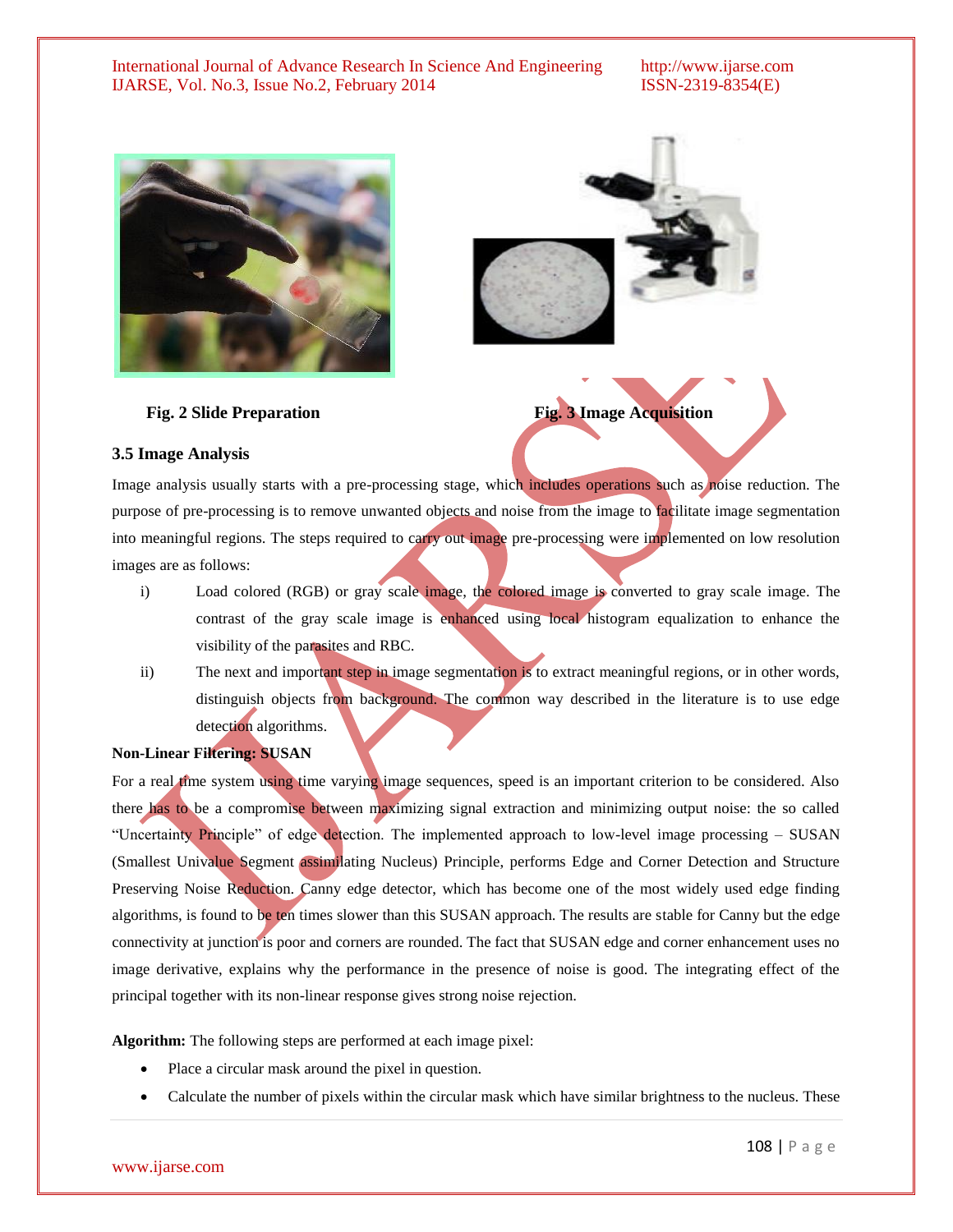Fig. 2 Slide Preparation

Fig. 3 Image Acquisition

### 3.5 Image Analysis

Image analysis usually starts with a pre-processing stage, which includes operations such as noise reduction. The purpose of pre-processing is to remove unwanted objects and noise from the image to facilitate image segmentation into meaningful regions. The steps required to carry out image pre-processing were implemented on low resolution images are as follows:

i) Load colored (RGB) or gray scale image, the colored image is converted to gray scale image. The contrast of the gray scale image is enhanced using local histogram equalization to enhance the visibility of the parasites and RBC.

ii) The next and important step in image segmentation is to extract meaningful regions, or in other words, distinguish objects from background. The common way described in the literature is to use edge detection algorithms.

**Non-Linear Filtering: SUSAN**

For a real time system using time varying image sequences, speed is an important criterion to be considered. Also there has to be a compromise between maximizing signal extraction and minimizing output noise: the so called "Uncertainty Principle" of edge detection. The implemented approach to low-level image processing – SUSAN (Smallest Univalue Segment assimilating Nucleus) Principle, performs Edge and Corner Detection and Structure Preserving Noise Reduction. Canny edge detector, which has become one of the most widely used edge finding algorithms, is found to be ten times slower than this SUSAN approach. The results are stable for Canny but the edge connectivity at junction is poor and corners are rounded. The fact that SUSAN edge and corner enhancement uses no image derivative, explains why the performance in the presence of noise is good. The integrating effect of the principal together with its non-linear response gives strong noise rejection.

**Algorithm:** The following steps are performed at each image pixel:

- Place a circular mask around the pixel in question.
- Calculate the number of pixels within the circular mask which have similar brightness to the nucleus. These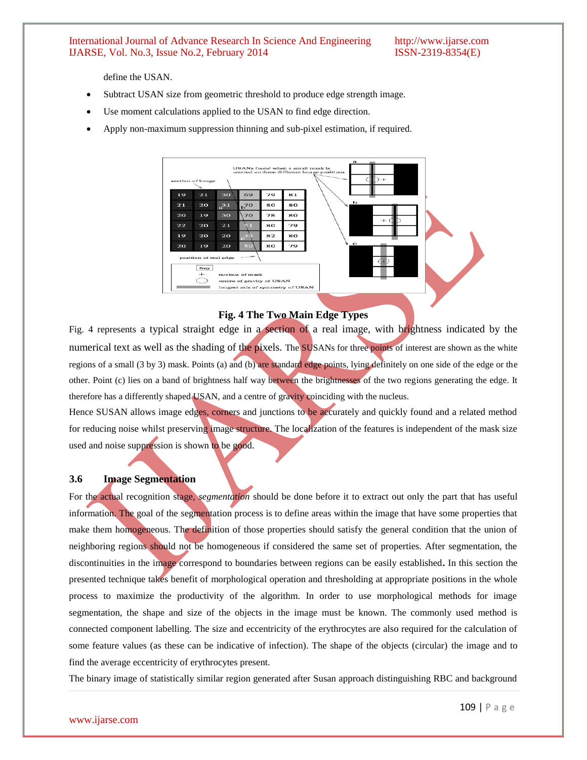define the USAN.

- Subtract USAN size from geometric threshold to produce edge strength image.
- Use moment calculations applied to the USAN to find edge direction.
- Apply non-maximum suppression thinning and sub-pixel estimation, if required.

**Fig. 4 The Two Main Edge Types**

Fig. 4 represents a typical straight edge in a section of a real image, with brightness indicated by the numerical text as well as the shading of the pixels. The SUSANs for three points of interest are shown as the white regions of a small (3 by 3) mask. Points (a) and (b) are standard edge points, lying definitely on one side of the edge or the other. Point (c) lies on a band of brightness half way between the brightnesses of the two regions generating the edge. It therefore has a differently shaped USAN, and a centre of gravity coinciding with the nucleus.

Hence SUSAN allows image edges, corners and junctions to be accurately and quickly found and a related method for reducing noise whilst preserving image structure. The localization of the features is independent of the mask size used and noise suppression is shown to be good.

### 3.6 Image Segmentation

For the actual recognition stage, *segmentation* should be done before it to extract out only the part that has useful information. The goal of the segmentation process is to define areas within the image that have some properties that make them homogeneous. The definition of those properties should satisfy the general condition that the union of neighboring regions should not be homogeneous if considered the same set of properties. After segmentation, the discontinuities in the image correspond to boundaries between regions can be easily established**.** In this section the presented technique takes benefit of morphological operation and thresholding at appropriate positions in the whole process to maximize the productivity of the algorithm. In order to use morphological methods for image segmentation, the shape and size of the objects in the image must be known. The commonly used method is connected component labelling. The size and eccentricity of the erythrocytes are also required for the calculation of some feature values (as these can be indicative of infection). The shape of the objects (circular) the image and to find the average eccentricity of erythrocytes present.

The binary image of statistically similar region generated after Susan approach distinguishing RBC and background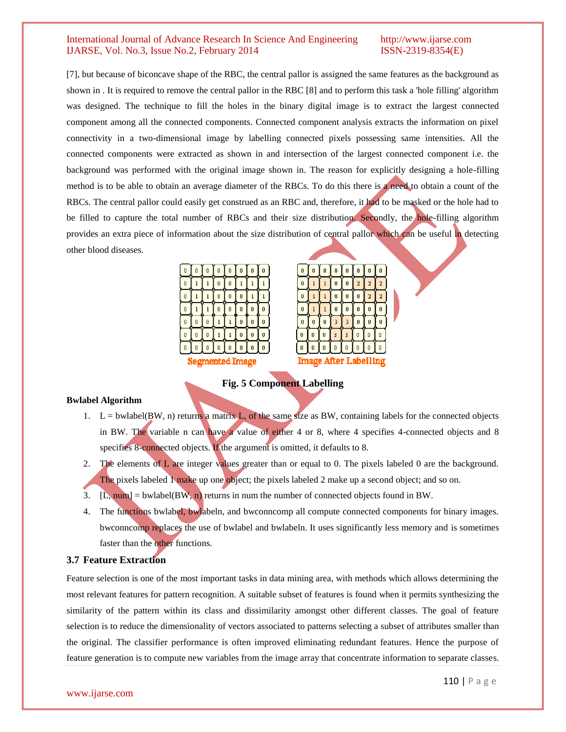[7], but because of biconcave shape of the RBC, the central pallor is assigned the same features as the background as shown in . It is required to remove the central pallor in the RBC [8] and to perform this task a 'hole filling' algorithm was designed. The technique to fill the holes in the binary digital image is to extract the largest connected component among all the connected components. Connected component analysis extracts the information on pixel connectivity in a two-dimensional image by labelling connected pixels possessing same intensities. All the connected components were extracted as shown in and intersection of the largest connected component i.e. the background was performed with the original image shown in. The reason for explicitly designing a hole-filling method is to be able to obtain an average diameter of the RBCs. To do this there is a need to obtain a count of the RBCs. The central pallor could easily get construed as an RBC and, therefore, it had to be masked or the hole had to be filled to capture the total number of RBCs and their size distribution. Secondly, the hole-filling algorithm provides an extra piece of information about the size distribution of central pallor which can be useful in detecting other blood diseases.

**Segmented Image**

| | | | | | | | |
|---|---|---|---|---|---|---|---|
| 0 | 0 | 0 | 0 | 0 | 0 | 0 | 0 |
| 0 | 1 | 1 | 0 | 0 | 1 | 1 | 1 |
| 0 | 1 | 1 | 0 | 0 | 0 | 1 | 1 |
| 0 | 1 | 1 | 0 | 0 | 0 | 0 | 0 |
| 0 | 0 | 0 | 1 | 1 | 0 | 0 | 0 |
| 0 | 0 | 0 | 1 | 1 | 0 | 0 | 0 |
| 0 | 0 | 0 | 0 | 0 | 0 | 0 | 0 |

**Image After Labelling**

| | | | | | | | |
|---|---|---|---|---|---|---|---|
| 0 | 0 | 0 | 0 | 0 | 0 | 0 | 0 |
| 0 | 1 | 1 | 0 | 0 | 2 | 2 | 2 |
| 0 | 1 | 1 | 0 | 0 | 0 | 2 | 2 |
| 0 | 1 | 1 | 0 | 0 | 0 | 0 | 0 |
| 0 | 0 | 0 | 3 | 3 | 0 | 0 | 0 |
| 0 | 0 | 0 | 3 | 3 | 0 | 0 | 0 |
| 0 | 0 | 0 | 0 | 0 | 0 | 0 | 0 |

**Fig. 5 Component Labelling**

**Bwlabel Algorithm**

1. L = bwlabel(BW, n) returns a matrix L, of the same size as BW, containing labels for the connected objects in BW. The variable n can have a value of either 4 or 8, where 4 specifies 4-connected objects and 8 specifies 8-connected objects. If the argument is omitted, it defaults to 8.
2. The elements of L are integer values greater than or equal to 0. The pixels labeled 0 are the background. The pixels labeled 1 make up one object; the pixels labeled 2 make up a second object; and so on.
3. [L, num] = bwlabel(BW, n) returns in num the number of connected objects found in BW.
4. The functions bwlabel, bwlabeln, and bwconncomp all compute connected components for binary images. bwconncomp replaces the use of bwlabel and bwlabeln. It uses significantly less memory and is sometimes faster than the other functions.

### 3.7 Feature Extraction

Feature selection is one of the most important tasks in data mining area, with methods which allows determining the most relevant features for pattern recognition. A suitable subset of features is found when it permits synthesizing the similarity of the pattern within its class and dissimilarity amongst other different classes. The goal of feature selection is to reduce the dimensionality of vectors associated to patterns selecting a subset of attributes smaller than the original. The classifier performance is often improved eliminating redundant features. Hence the purpose of feature generation is to compute new variables from the image array that concentrate information to separate classes.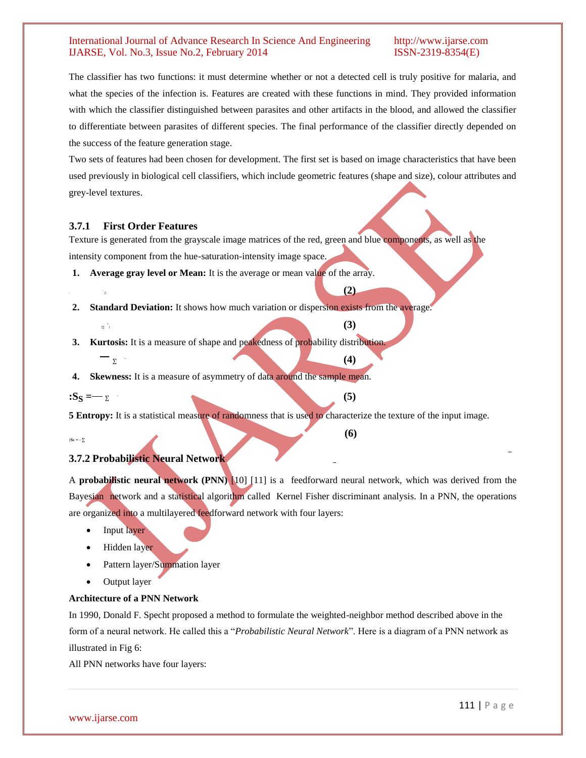The classifier has two functions: it must determine whether or not a detected cell is truly positive for malaria, and what the species of the infection is. Features are created with these functions in mind. They provided information with which the classifier distinguished between parasites and other artifacts in the blood, and allowed the classifier to differentiate between parasites of different species. The final performance of the classifier directly depended on the success of the feature generation stage.

Two sets of features had been chosen for development. The first set is based on image characteristics that have been used previously in biological cell classifiers, which include geometric features (shape and size), colour attributes and grey-level textures.

### 3.7.1 First Order Features

Texture is generated from the grayscale image matrices of the red, green and blue components, as well as the intensity component from the hue-saturation-intensity image space.

1. **Average gray level or Mean:** It is the average or mean value of the array.

$$\Sigma \quad (2)$$

2. **Standard Deviation:** It shows how much variation or dispersion exists from the average.

$$\Sigma \quad (3)$$

3. **Kurtosis:** It is a measure of shape and peakedness of probability distribution.

$$\Sigma \quad (4)$$

4. **Skewness:** It is a measure of asymmetry of data around the sample mean.

$$:S_S = \Sigma \quad (5)$$

**5 Entropy:** It is a statistical measure of randomness that is used to characterize the texture of the input image.

$$:S_E = -\Sigma \quad (6)$$

### 3.7.2 Probabilistic Neural Network

A **probabilistic neural network (PNN)** [10] [11] is a feedforward neural network, which was derived from the Bayesian network and a statistical algorithm called Kernel Fisher discriminant analysis. In a PNN, the operations are organized into a multilayered feedforward network with four layers:

- Input layer
- Hidden layer
- Pattern layer/Summation layer
- Output layer

**Architecture of a PNN Network**

In 1990, Donald F. Specht proposed a method to formulate the weighted-neighbor method described above in the form of a neural network. He called this a "*Probabilistic Neural Network*". Here is a diagram of a PNN network as illustrated in Fig 6:

All PNN networks have four layers: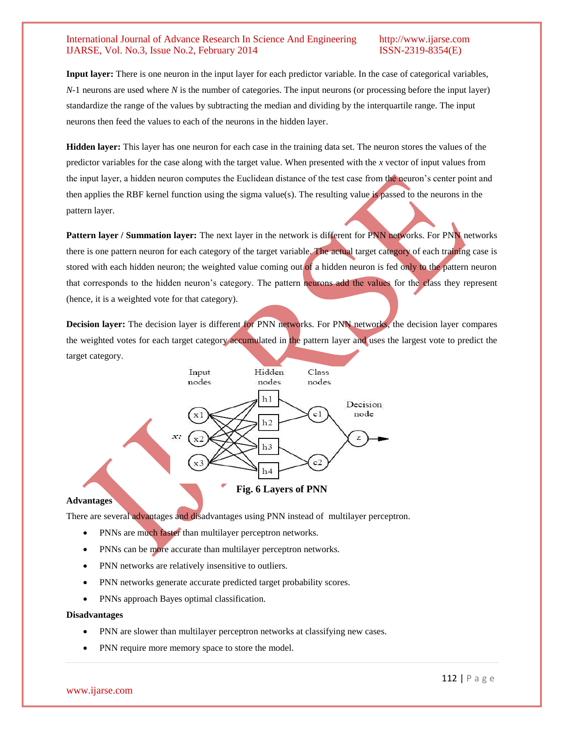**Input layer:** There is one neuron in the input layer for each predictor variable. In the case of categorical variables, *N*-1 neurons are used where *N* is the number of categories. The input neurons (or processing before the input layer) standardize the range of the values by subtracting the median and dividing by the interquartile range. The input neurons then feed the values to each of the neurons in the hidden layer.

**Hidden layer:** This layer has one neuron for each case in the training data set. The neuron stores the values of the predictor variables for the case along with the target value. When presented with the *x* vector of input values from the input layer, a hidden neuron computes the Euclidean distance of the test case from the neuron's center point and then applies the RBF kernel function using the sigma value(s). The resulting value is passed to the neurons in the pattern layer.

**Pattern layer / Summation layer:** The next layer in the network is different for PNN networks. For PNN networks there is one pattern neuron for each category of the target variable. The actual target category of each training case is stored with each hidden neuron; the weighted value coming out of a hidden neuron is fed only to the pattern neuron that corresponds to the hidden neuron's category. The pattern neurons add the values for the class they represent (hence, it is a weighted vote for that category).

**Decision layer:** The decision layer is different for PNN networks. For PNN networks, the decision layer compares the weighted votes for each target category accumulated in the pattern layer and uses the largest vote to predict the target category.

**Fig. 6 Layers of PNN**

**Advantages**

There are several advantages and disadvantages using PNN instead of multilayer perceptron.

- PNNs are much faster than multilayer perceptron networks.
- PNNs can be more accurate than multilayer perceptron networks.
- PNN networks are relatively insensitive to outliers.
- PNN networks generate accurate predicted target probability scores.
- PNNs approach Bayes optimal classification.

**Disadvantages**

- PNN are slower than multilayer perceptron networks at classifying new cases.
- PNN require more memory space to store the model.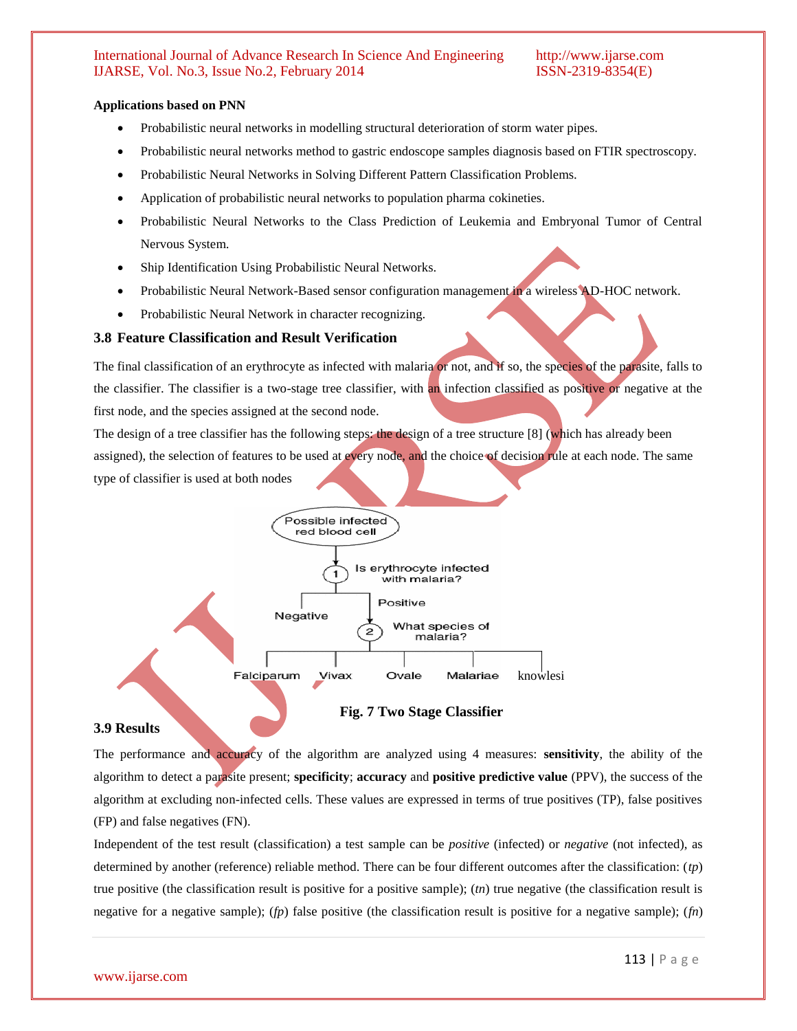**Applications based on PNN**

- Probabilistic neural networks in modelling structural deterioration of storm water pipes.
- Probabilistic neural networks method to gastric endoscope samples diagnosis based on FTIR spectroscopy.
- Probabilistic Neural Networks in Solving Different Pattern Classification Problems.
- Application of probabilistic neural networks to population pharma cokineties.
- Probabilistic Neural Networks to the Class Prediction of Leukemia and Embryonal Tumor of Central Nervous System.
- Ship Identification Using Probabilistic Neural Networks.
- Probabilistic Neural Network-Based sensor configuration management in a wireless AD-HOC network.
- Probabilistic Neural Network in character recognizing.

### 3.8 Feature Classification and Result Verification

The final classification of an erythrocyte as infected with malaria or not, and if so, the species of the parasite, falls to the classifier. The classifier is a two-stage tree classifier, with an infection classified as positive or negative at the first node, and the species assigned at the second node.

The design of a tree classifier has the following steps: the design of a tree structure [8] (which has already been assigned), the selection of features to be used at every node, and the choice of decision rule at each node. The same type of classifier is used at both nodes

Possible infected red blood cell

1 Is erythrocyte infected with malaria?

Negative

Positive

2 What species of malaria?

Falciparum Vivax Ovale Malariae knowlesi

**Fig. 7 Two Stage Classifier**

### 3.9 Results

The performance and accuracy of the algorithm are analyzed using 4 measures: **sensitivity**, the ability of the algorithm to detect a parasite present; **specificity**; **accuracy** and **positive predictive value** (PPV), the success of the algorithm at excluding non-infected cells. These values are expressed in terms of true positives (TP), false positives (FP) and false negatives (FN).

Independent of the test result (classification) a test sample can be *positive* (infected) or *negative* (not infected), as determined by another (reference) reliable method. There can be four different outcomes after the classification: (*tp*) true positive (the classification result is positive for a positive sample); (*tn*) true negative (the classification result is negative for a negative sample); (*fp*) false positive (the classification result is positive for a negative sample); (*fn*)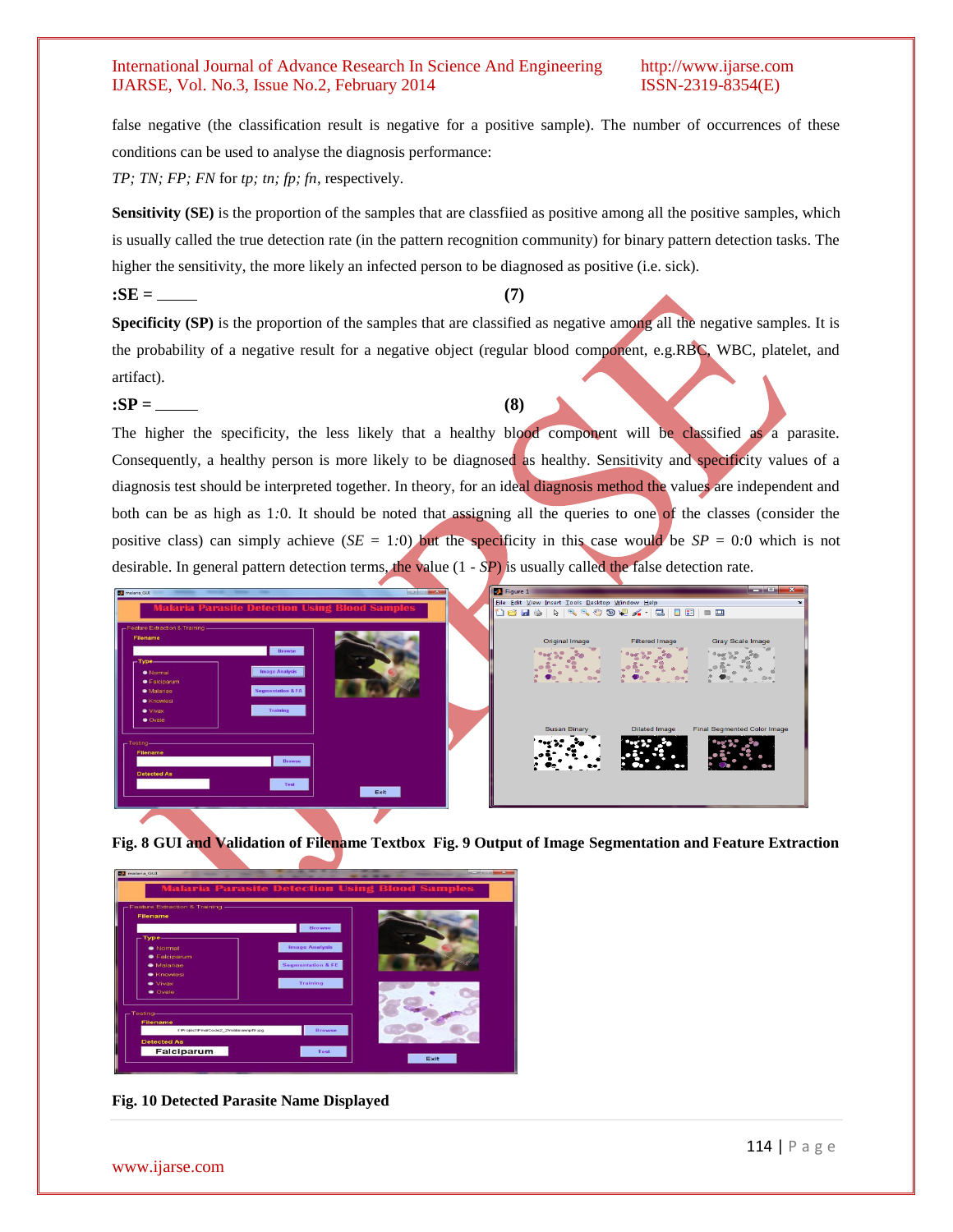false negative (the classification result is negative for a positive sample). The number of occurrences of these conditions can be used to analyse the diagnosis performance:

*TP; TN; FP; FN* for *tp; tn; fp; fn*, respectively.

**Sensitivity (SE)** is the proportion of the samples that are classfiied as positive among all the positive samples, which is usually called the true detection rate (in the pattern recognition community) for binary pattern detection tasks. The higher the sensitivity, the more likely an infected person to be diagnosed as positive (i.e. sick).

**:SE = \_\_\_\_\_** **(7)**

**Specificity (SP)** is the proportion of the samples that are classified as negative among all the negative samples. It is the probability of a negative result for a negative object (regular blood component, e.g.RBC, WBC, platelet, and artifact).

**:SP = \_\_\_\_\_** **(8)**

The higher the specificity, the less likely that a healthy blood component will be classified as a parasite. Consequently, a healthy person is more likely to be diagnosed as healthy. Sensitivity and specificity values of a diagnosis test should be interpreted together. In theory, for an ideal diagnosis method the values are independent and both can be as high as 1:0. It should be noted that assigning all the queries to one of the classes (consider the positive class) can simply achieve ($SE$ = 1:0) but the specificity in this case would be $SP$ = 0:0 which is not desirable. In general pattern detection terms, the value (1 - $SP$) is usually called the false detection rate.

**Fig. 8 GUI and Validation of Filename Textbox** **Fig. 9 Output of Image Segmentation and Feature Extraction**

**Fig. 10 Detected Parasite Name Displayed**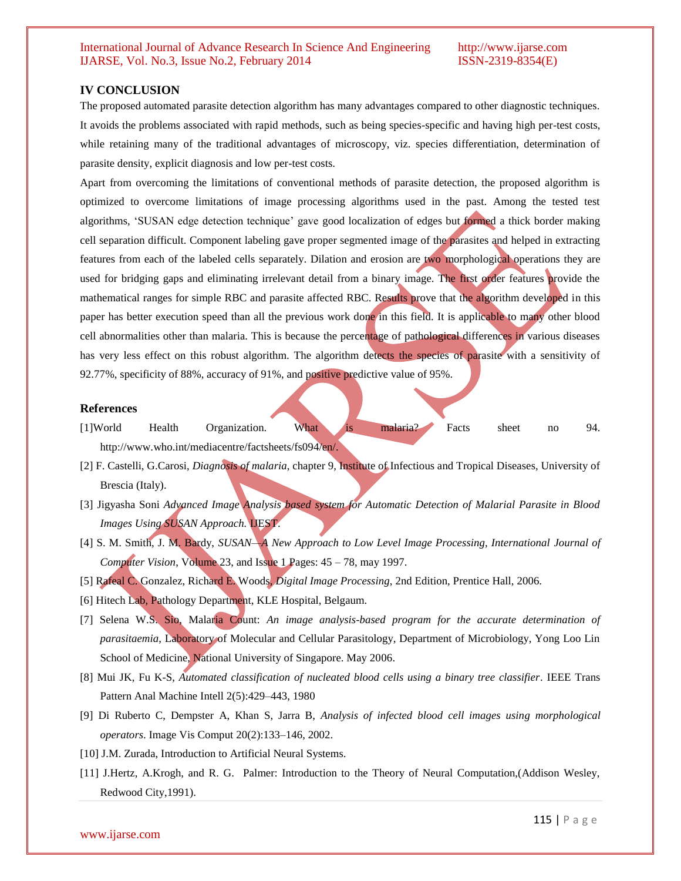## IV CONCLUSION

The proposed automated parasite detection algorithm has many advantages compared to other diagnostic techniques. It avoids the problems associated with rapid methods, such as being species-specific and having high per-test costs, while retaining many of the traditional advantages of microscopy, viz. species differentiation, determination of parasite density, explicit diagnosis and low per-test costs.

Apart from overcoming the limitations of conventional methods of parasite detection, the proposed algorithm is optimized to overcome limitations of image processing algorithms used in the past. Among the tested test algorithms, 'SUSAN edge detection technique' gave good localization of edges but formed a thick border making cell separation difficult. Component labeling gave proper segmented image of the parasites and helped in extracting features from each of the labeled cells separately. Dilation and erosion are two morphological operations they are used for bridging gaps and eliminating irrelevant detail from a binary image. The first order features provide the mathematical ranges for simple RBC and parasite affected RBC. Results prove that the algorithm developed in this paper has better execution speed than all the previous work done in this field. It is applicable to many other blood cell abnormalities other than malaria. This is because the percentage of pathological differences in various diseases has very less effect on this robust algorithm. The algorithm detects the species of parasite with a sensitivity of 92.77%, specificity of 88%, accuracy of 91%, and positive predictive value of 95%.

## References

[1]World Health Organization. What is malaria? Facts sheet no 94. http://www.who.int/mediacentre/factsheets/fs094/en/.

[2] F. Castelli, G.Carosi, *Diagnosis of malaria*, chapter 9, Institute of Infectious and Tropical Diseases, University of Brescia (Italy).

[3] Jigyasha Soni *Advanced Image Analysis based system for Automatic Detection of Malarial Parasite in Blood Images Using SUSAN Approach*. IJEST.

[4] S. M. Smith, J. M. Bardy, *SUSAN—A New Approach to Low Level Image Processing, International Journal of Computer Vision*, Volume 23, and Issue 1 Pages: 45 – 78, may 1997.

[5] Rafeal C. Gonzalez, Richard E. Woods, *Digital Image Processing*, 2nd Edition, Prentice Hall, 2006.

[6] Hitech Lab, Pathology Department, KLE Hospital, Belgaum.

[7] Selena W.S. Sio, Malaria Count: *An image analysis-based program for the accurate determination of parasitaemia*, Laboratory of Molecular and Cellular Parasitology, Department of Microbiology, Yong Loo Lin School of Medicine, National University of Singapore. May 2006.

[8] Mui JK, Fu K-S, *Automated classification of nucleated blood cells using a binary tree classifier*. IEEE Trans Pattern Anal Machine Intell 2(5):429–443, 1980

[9] Di Ruberto C, Dempster A, Khan S, Jarra B, *Analysis of infected blood cell images using morphological operators*. Image Vis Comput 20(2):133–146, 2002.

[10] J.M. Zurada, Introduction to Artificial Neural Systems.

[11] J.Hertz, A.Krogh, and R. G. Palmer: Introduction to the Theory of Neural Computation,(Addison Wesley, Redwood City,1991).